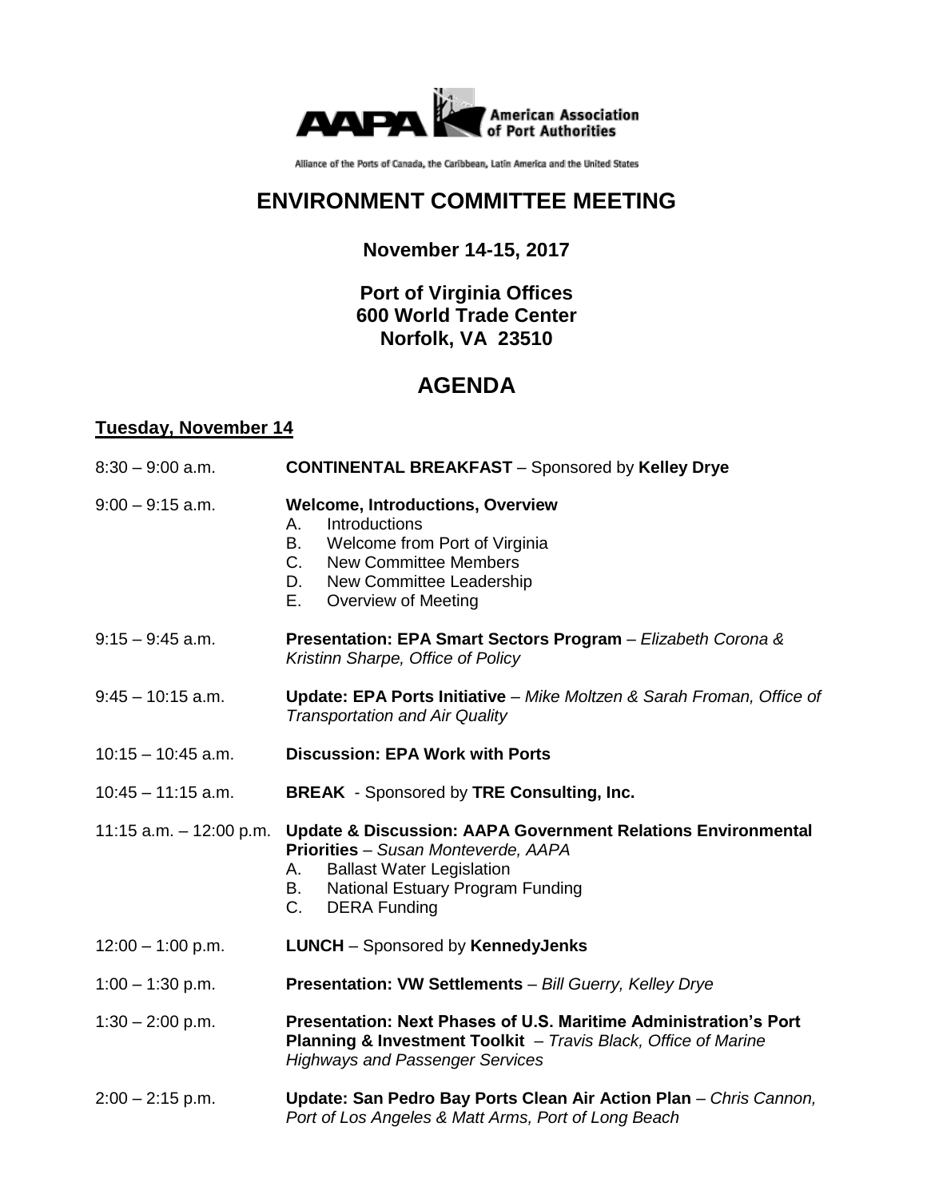AAPA American Association of Port Authorities

Alliance of the Ports of Canada, the Caribbean, Latin America and the United States

# ENVIRONMENT COMMITTEE MEETING

**November 14-15, 2017**

**Port of Virginia Offices**
**600 World Trade Center**
**Norfolk, VA 23510**

## AGENDA

### Tuesday, November 14

8:30 – 9:00 a.m. **CONTINENTAL BREAKFAST** – Sponsored by **Kelley Drye**

9:00 – 9:15 a.m. **Welcome, Introductions, Overview**

- A. Introductions
- B. Welcome from Port of Virginia
- C. New Committee Members
- D. New Committee Leadership
- E. Overview of Meeting

9:15 – 9:45 a.m. **Presentation: EPA Smart Sectors Program** – *Elizabeth Corona & Kristinn Sharpe, Office of Policy*

9:45 – 10:15 a.m. **Update: EPA Ports Initiative** – *Mike Moltzen & Sarah Froman, Office of Transportation and Air Quality*

10:15 – 10:45 a.m. **Discussion: EPA Work with Ports**

10:45 – 11:15 a.m. **BREAK** - Sponsored by **TRE Consulting, Inc.**

11:15 a.m. – 12:00 p.m. **Update & Discussion: AAPA Government Relations Environmental Priorities** – *Susan Monteverde, AAPA*

- A. Ballast Water Legislation
- B. National Estuary Program Funding
- C. DERA Funding

12:00 – 1:00 p.m. **LUNCH** – Sponsored by **KennedyJenks**

1:00 – 1:30 p.m. **Presentation: VW Settlements** – *Bill Guerry, Kelley Drye*

1:30 – 2:00 p.m. **Presentation: Next Phases of U.S. Maritime Administration's Port Planning & Investment Toolkit** – *Travis Black, Office of Marine Highways and Passenger Services*

2:00 – 2:15 p.m. **Update: San Pedro Bay Ports Clean Air Action Plan** – *Chris Cannon, Port of Los Angeles & Matt Arms, Port of Long Beach*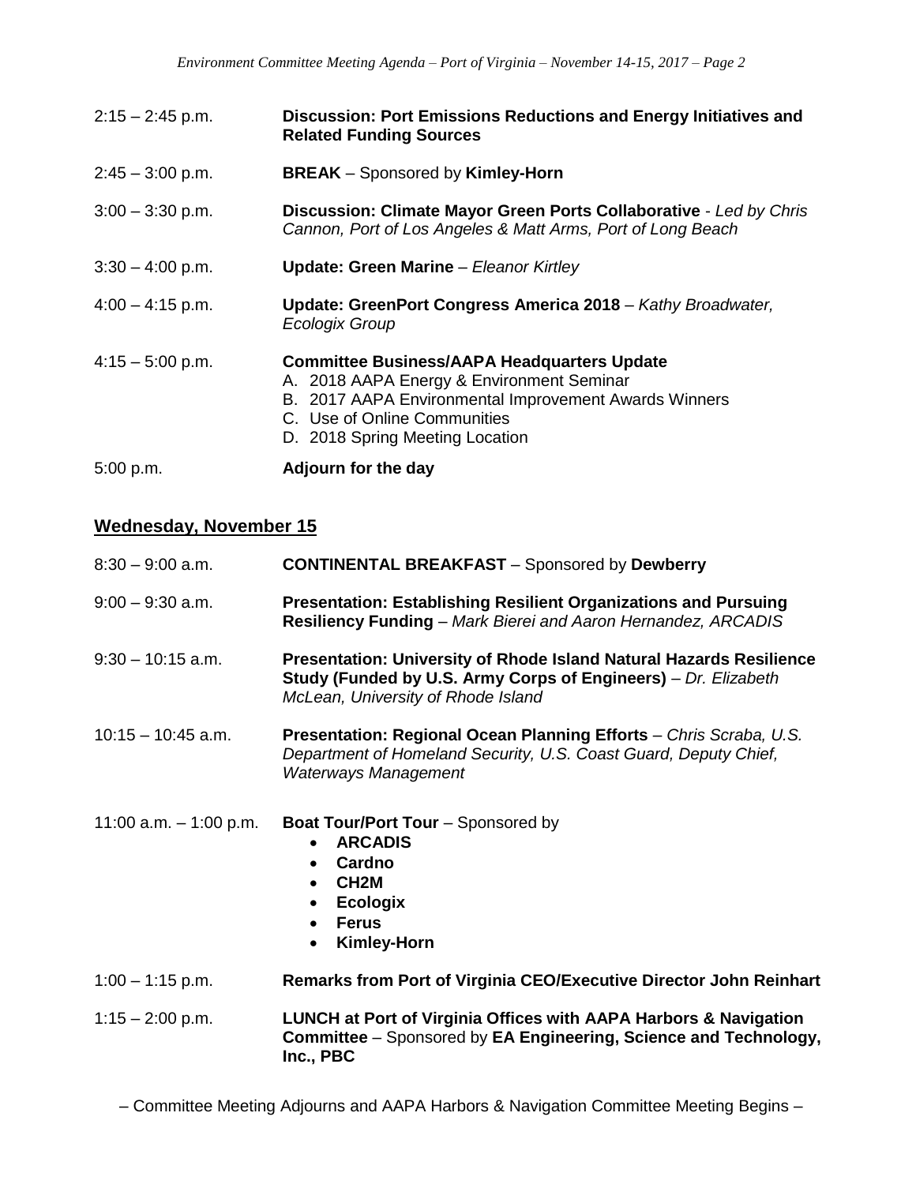2:15 – 2:45 p.m. **Discussion: Port Emissions Reductions and Energy Initiatives and Related Funding Sources**

2:45 – 3:00 p.m. **BREAK** – Sponsored by **Kimley-Horn**

3:00 – 3:30 p.m. **Discussion: Climate Mayor Green Ports Collaborative** - *Led by Chris Cannon, Port of Los Angeles & Matt Arms, Port of Long Beach*

3:30 – 4:00 p.m. **Update: Green Marine** – *Eleanor Kirtley*

4:00 – 4:15 p.m. **Update: GreenPort Congress America 2018** – *Kathy Broadwater, Ecologix Group*

4:15 – 5:00 p.m. **Committee Business/AAPA Headquarters Update**

A. 2018 AAPA Energy & Environment Seminar
B. 2017 AAPA Environmental Improvement Awards Winners
C. Use of Online Communities
D. 2018 Spring Meeting Location

5:00 p.m. **Adjourn for the day**

## Wednesday, November 15

8:30 – 9:00 a.m. **CONTINENTAL BREAKFAST** – Sponsored by **Dewberry**

9:00 – 9:30 a.m. **Presentation: Establishing Resilient Organizations and Pursuing Resiliency Funding** – *Mark Bierei and Aaron Hernandez, ARCADIS*

9:30 – 10:15 a.m. **Presentation: University of Rhode Island Natural Hazards Resilience Study (Funded by U.S. Army Corps of Engineers)** – *Dr. Elizabeth McLean, University of Rhode Island*

10:15 – 10:45 a.m. **Presentation: Regional Ocean Planning Efforts** – *Chris Scraba, U.S. Department of Homeland Security, U.S. Coast Guard, Deputy Chief, Waterways Management*

11:00 a.m. – 1:00 p.m. **Boat Tour/Port Tour** – Sponsored by

- **ARCADIS**
- **Cardno**
- **CH2M**
- **Ecologix**
- **Ferus**
- **Kimley-Horn**

1:00 – 1:15 p.m. **Remarks from Port of Virginia CEO/Executive Director John Reinhart**

1:15 – 2:00 p.m. **LUNCH at Port of Virginia Offices with AAPA Harbors & Navigation Committee** – Sponsored by **EA Engineering, Science and Technology, Inc., PBC**

– Committee Meeting Adjourns and AAPA Harbors & Navigation Committee Meeting Begins –